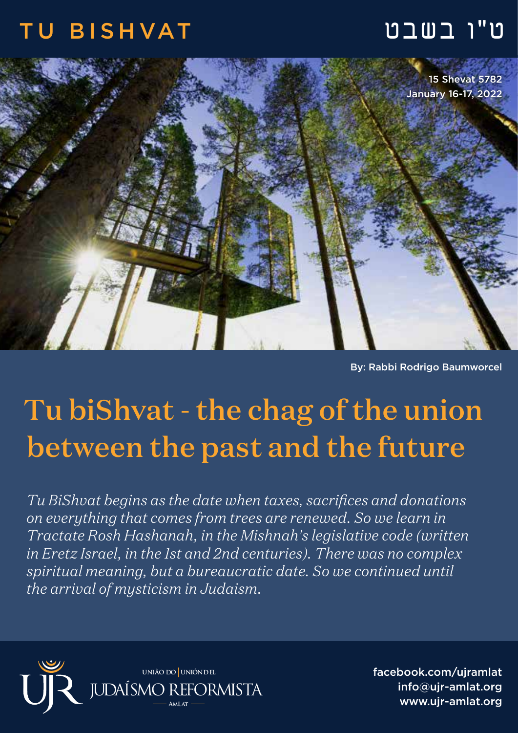# TU BISHVAT

ט"ו בשבט

15 Shevat 5782
January 16-17, 2022

By: Rabbi Rodrigo Baumworcel

# Tu biShvat - the chag of the union between the past and the future

*Tu BiShvat begins as the date when taxes, sacrifices and donations on everything that comes from trees are renewed. So we learn in Tractate Rosh Hashanah, in the Mishnah's legislative code (written in Eretz Israel, in the 1st and 2nd centuries). There was no complex spiritual meaning, but a bureaucratic date. So we continued until the arrival of mysticism in Judaism.*

UNIÃO DO | UNIÓN DEL
JUDAÍSMO REFORMISTA
AMLAT

facebook.com/ujramlat
info@ujr-amlat.org
www.ujr-amlat.org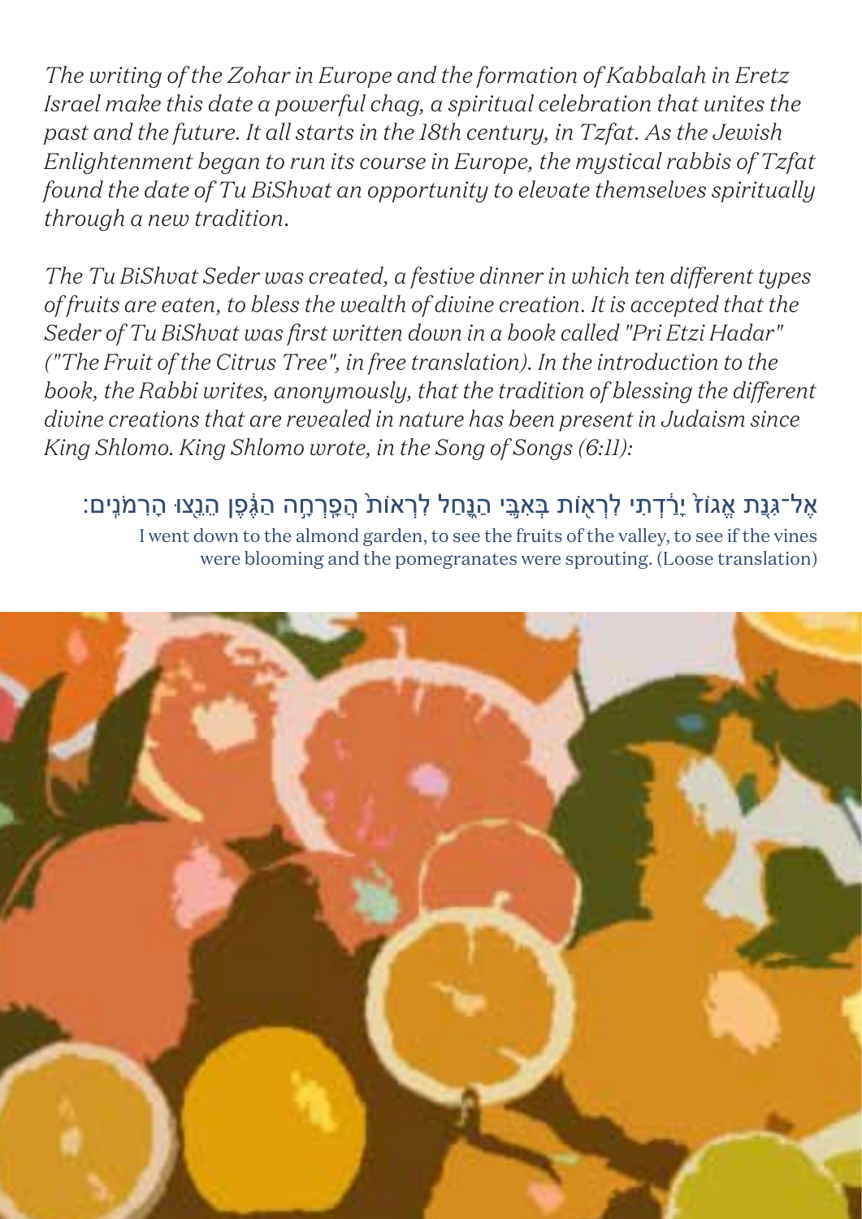*The writing of the Zohar in Europe and the formation of Kabbalah in Eretz Israel make this date a powerful chag, a spiritual celebration that unites the past and the future. It all starts in the 18th century, in Tzfat. As the Jewish Enlightenment began to run its course in Europe, the mystical rabbis of Tzfat found the date of Tu BiShvat an opportunity to elevate themselves spiritually through a new tradition.*

*The Tu BiShvat Seder was created, a festive dinner in which ten different types of fruits are eaten, to bless the wealth of divine creation. It is accepted that the Seder of Tu BiShvat was first written down in a book called "Pri Etzi Hadar" ("The Fruit of the Citrus Tree", in free translation). In the introduction to the book, the Rabbi writes, anonymously, that the tradition of blessing the different divine creations that are revealed in nature has been present in Judaism since King Shlomo. King Shlomo wrote, in the Song of Songs (6:11):*

אֶל־גִּנַּ֤ת אֱגוֹז֙ יָרַ֔דְתִּי לִרְא֖וֹת בְּאִבֵּ֣י הַנָּ֑חַל לִרְאוֹת֙ הֲפָֽרְחָ֣ה הַגֶּ֔פֶן הֵנֵ֖צוּ הָרִמֹּנִֽים׃

I went down to the almond garden, to see the fruits of the valley, to see if the vines were blooming and the pomegranates were sprouting. (Loose translation)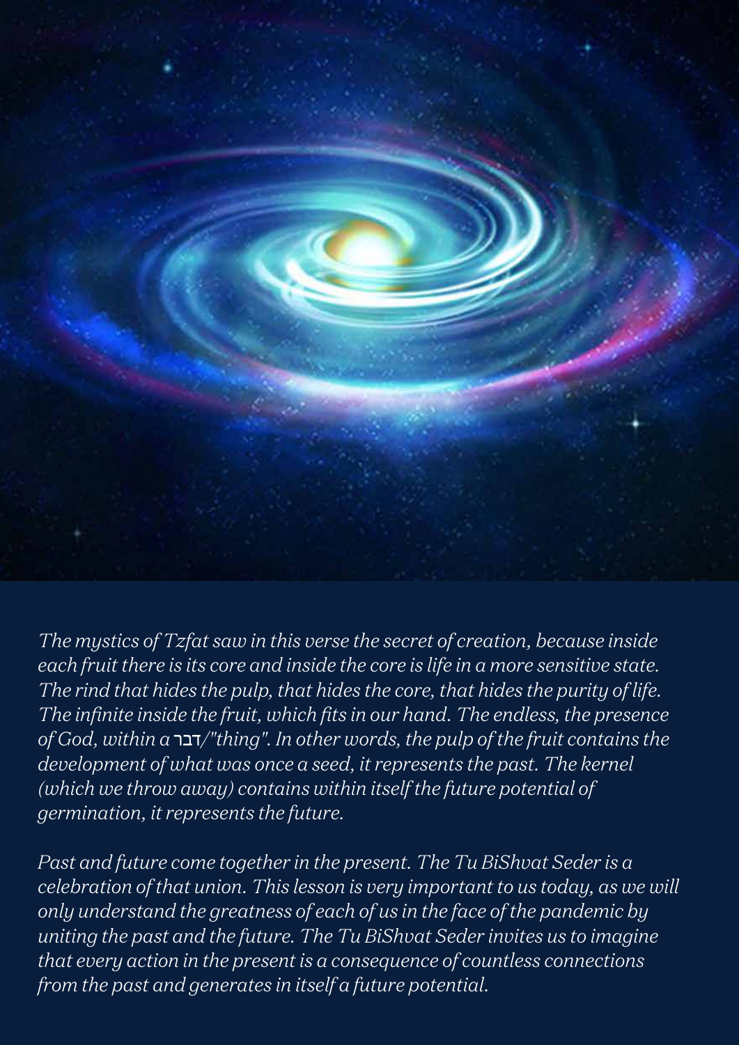*The mystics of Tzfat saw in this verse the secret of creation, because inside each fruit there is its core and inside the core is life in a more sensitive state. The rind that hides the pulp, that hides the core, that hides the purity of life. The infinite inside the fruit, which fits in our hand. The endless, the presence of God, within a* דבר*/"thing". In other words, the pulp of the fruit contains the development of what was once a seed, it represents the past. The kernel (which we throw away) contains within itself the future potential of germination, it represents the future.*

*Past and future come together in the present. The Tu BiShvat Seder is a celebration of that union. This lesson is very important to us today, as we will only understand the greatness of each of us in the face of the pandemic by uniting the past and the future. The Tu BiShvat Seder invites us to imagine that every action in the present is a consequence of countless connections from the past and generates in itself a future potential.*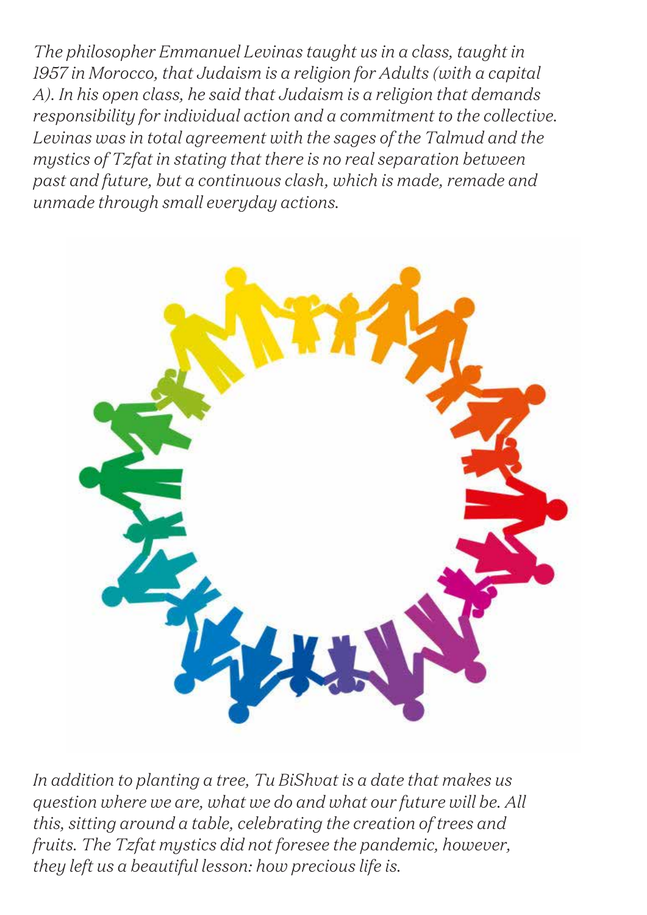*The philosopher Emmanuel Levinas taught us in a class, taught in 1957 in Morocco, that Judaism is a religion for Adults (with a capital A). In his open class, he said that Judaism is a religion that demands responsibility for individual action and a commitment to the collective. Levinas was in total agreement with the sages of the Talmud and the mystics of Tzfat in stating that there is no real separation between past and future, but a continuous clash, which is made, remade and unmade through small everyday actions.*

*In addition to planting a tree, Tu BiShvat is a date that makes us question where we are, what we do and what our future will be. All this, sitting around a table, celebrating the creation of trees and fruits. The Tzfat mystics did not foresee the pandemic, however, they left us a beautiful lesson: how precious life is.*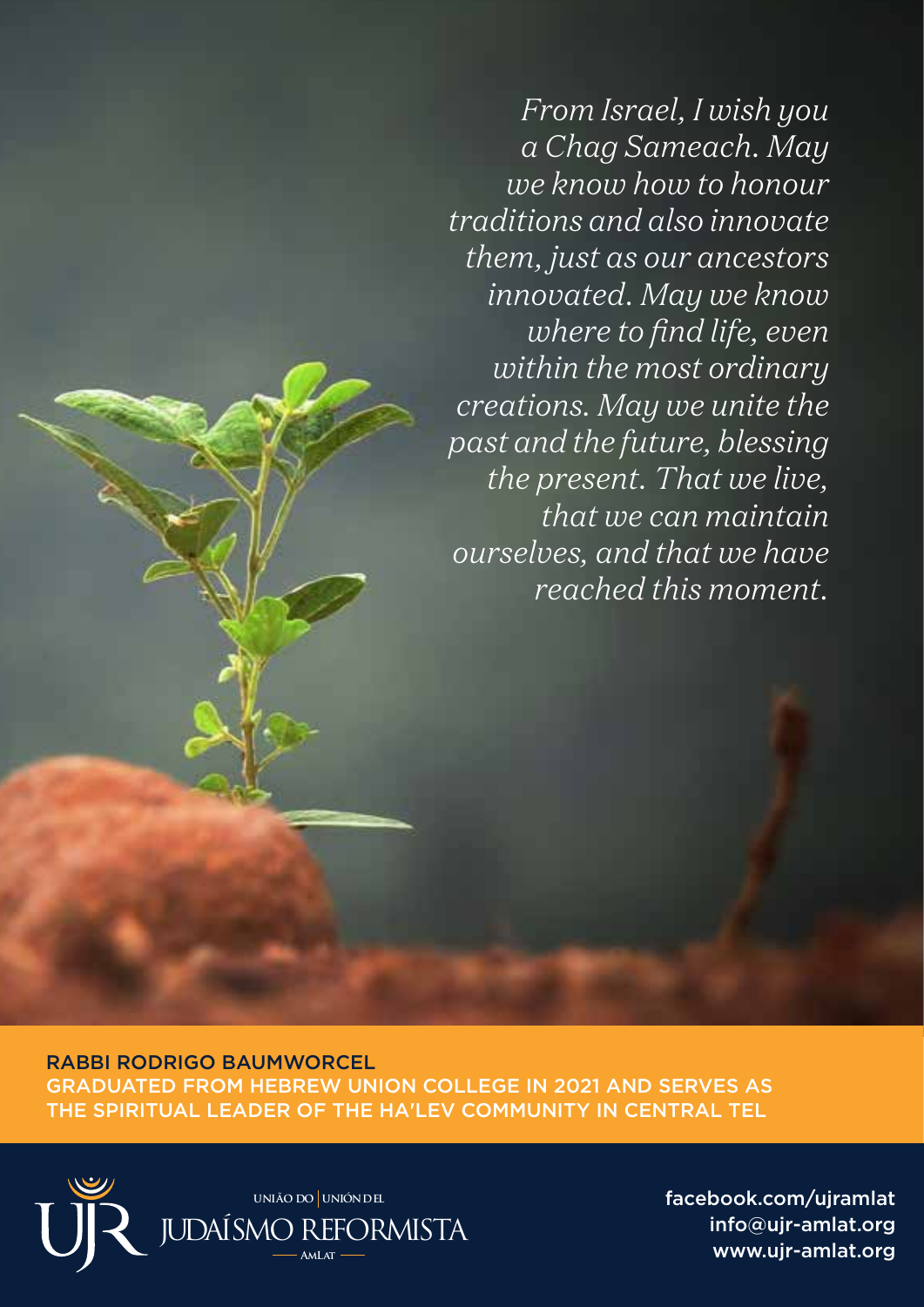*From Israel, I wish you a Chag Sameach. May we know how to honour traditions and also innovate them, just as our ancestors innovated. May we know where to find life, even within the most ordinary creations. May we unite the past and the future, blessing the present. That we live, that we can maintain ourselves, and that we have reached this moment.*

RABBI RODRIGO BAUMWORCEL
GRADUATED FROM HEBREW UNION COLLEGE IN 2021 AND SERVES AS THE SPIRITUAL LEADER OF THE HA'LEV COMMUNITY IN CENTRAL TEL

UNIÃO DO | UNIÓN DEL
JUDAÍSMO REFORMISTA
AMLAT

facebook.com/ujramlat
info@ujr-amlat.org
www.ujr-amlat.org